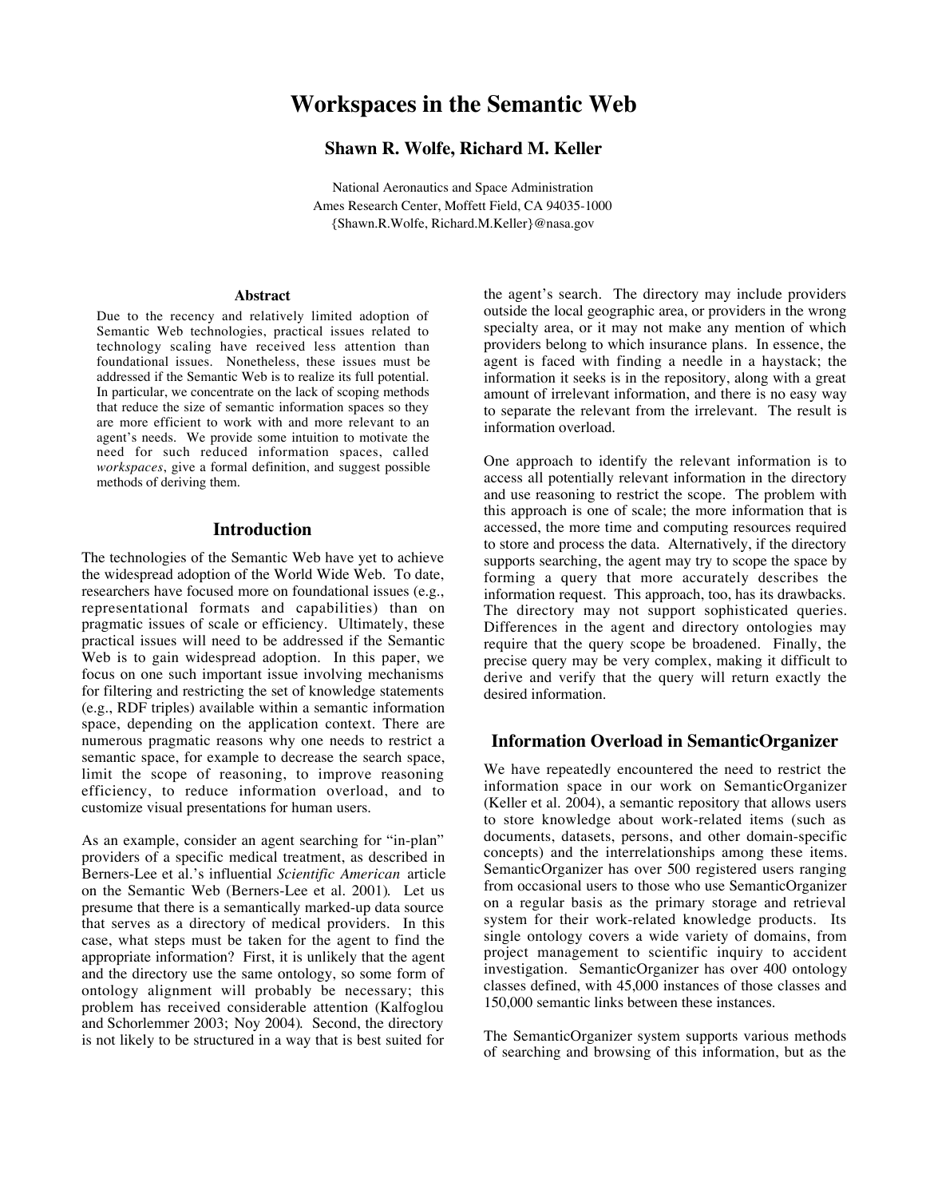# Workspaces in the Semantic Web

**Shawn R. Wolfe, Richard M. Keller**

National Aeronautics and Space Administration
Ames Research Center, Moffett Field, CA 94035-1000
{Shawn.R.Wolfe, Richard.M.Keller}@nasa.gov

### Abstract

Due to the recency and relatively limited adoption of Semantic Web technologies, practical issues related to technology scaling have received less attention than foundational issues. Nonetheless, these issues must be addressed if the Semantic Web is to realize its full potential. In particular, we concentrate on the lack of scoping methods that reduce the size of semantic information spaces so they are more efficient to work with and more relevant to an agent's needs. We provide some intuition to motivate the need for such reduced information spaces, called *workspaces*, give a formal definition, and suggest possible methods of deriving them.

## Introduction

The technologies of the Semantic Web have yet to achieve the widespread adoption of the World Wide Web. To date, researchers have focused more on foundational issues (e.g., representational formats and capabilities) than on pragmatic issues of scale or efficiency. Ultimately, these practical issues will need to be addressed if the Semantic Web is to gain widespread adoption. In this paper, we focus on one such important issue involving mechanisms for filtering and restricting the set of knowledge statements (e.g., RDF triples) available within a semantic information space, depending on the application context. There are numerous pragmatic reasons why one needs to restrict a semantic space, for example to decrease the search space, limit the scope of reasoning, to improve reasoning efficiency, to reduce information overload, and to customize visual presentations for human users.

As an example, consider an agent searching for "in-plan" providers of a specific medical treatment, as described in Berners-Lee et al.'s influential *Scientific American* article on the Semantic Web (Berners-Lee et al. 2001). Let us presume that there is a semantically marked-up data source that serves as a directory of medical providers. In this case, what steps must be taken for the agent to find the appropriate information? First, it is unlikely that the agent and the directory use the same ontology, so some form of ontology alignment will probably be necessary; this problem has received considerable attention (Kalfoglou and Schorlemmer 2003; Noy 2004). Second, the directory is not likely to be structured in a way that is best suited for the agent's search. The directory may include providers outside the local geographic area, or providers in the wrong specialty area, or it may not make any mention of which providers belong to which insurance plans. In essence, the agent is faced with finding a needle in a haystack; the information it seeks is in the repository, along with a great amount of irrelevant information, and there is no easy way to separate the relevant from the irrelevant. The result is information overload.

One approach to identify the relevant information is to access all potentially relevant information in the directory and use reasoning to restrict the scope. The problem with this approach is one of scale; the more information that is accessed, the more time and computing resources required to store and process the data. Alternatively, if the directory supports searching, the agent may try to scope the space by forming a query that more accurately describes the information request. This approach, too, has its drawbacks. The directory may not support sophisticated queries. Differences in the agent and directory ontologies may require that the query scope be broadened. Finally, the precise query may be very complex, making it difficult to derive and verify that the query will return exactly the desired information.

## Information Overload in SemanticOrganizer

We have repeatedly encountered the need to restrict the information space in our work on SemanticOrganizer (Keller et al. 2004), a semantic repository that allows users to store knowledge about work-related items (such as documents, datasets, persons, and other domain-specific concepts) and the interrelationships among these items. SemanticOrganizer has over 500 registered users ranging from occasional users to those who use SemanticOrganizer on a regular basis as the primary storage and retrieval system for their work-related knowledge products. Its single ontology covers a wide variety of domains, from project management to scientific inquiry to accident investigation. SemanticOrganizer has over 400 ontology classes defined, with 45,000 instances of those classes and 150,000 semantic links between these instances.

The SemanticOrganizer system supports various methods of searching and browsing of this information, but as the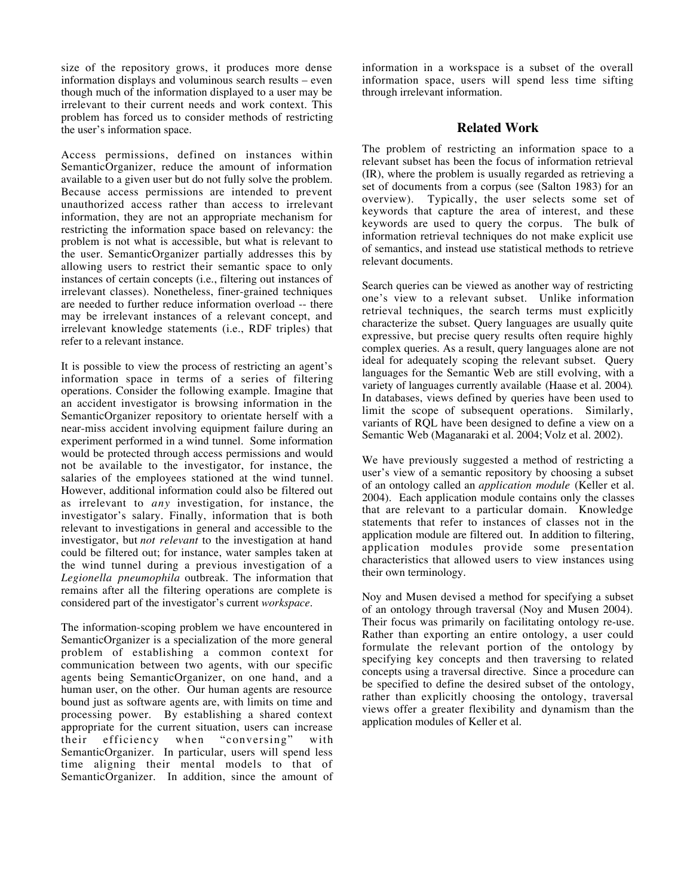size of the repository grows, it produces more dense information displays and voluminous search results – even though much of the information displayed to a user may be irrelevant to their current needs and work context. This problem has forced us to consider methods of restricting the user's information space.

Access permissions, defined on instances within SemanticOrganizer, reduce the amount of information available to a given user but do not fully solve the problem. Because access permissions are intended to prevent unauthorized access rather than access to irrelevant information, they are not an appropriate mechanism for restricting the information space based on relevancy: the problem is not what is accessible, but what is relevant to the user. SemanticOrganizer partially addresses this by allowing users to restrict their semantic space to only instances of certain concepts (i.e., filtering out instances of irrelevant classes). Nonetheless, finer-grained techniques are needed to further reduce information overload -- there may be irrelevant instances of a relevant concept, and irrelevant knowledge statements (i.e., RDF triples) that refer to a relevant instance.

It is possible to view the process of restricting an agent's information space in terms of a series of filtering operations. Consider the following example. Imagine that an accident investigator is browsing information in the SemanticOrganizer repository to orientate herself with a near-miss accident involving equipment failure during an experiment performed in a wind tunnel. Some information would be protected through access permissions and would not be available to the investigator, for instance, the salaries of the employees stationed at the wind tunnel. However, additional information could also be filtered out as irrelevant to *any* investigation, for instance, the investigator's salary. Finally, information that is both relevant to investigations in general and accessible to the investigator, but *not relevant* to the investigation at hand could be filtered out; for instance, water samples taken at the wind tunnel during a previous investigation of a *Legionella pneumophila* outbreak. The information that remains after all the filtering operations are complete is considered part of the investigator's current *workspace*.

The information-scoping problem we have encountered in SemanticOrganizer is a specialization of the more general problem of establishing a common context for communication between two agents, with our specific agents being SemanticOrganizer, on one hand, and a human user, on the other. Our human agents are resource bound just as software agents are, with limits on time and processing power. By establishing a shared context appropriate for the current situation, users can increase their efficiency when "conversing" with SemanticOrganizer. In particular, users will spend less time aligning their mental models to that of SemanticOrganizer. In addition, since the amount of information in a workspace is a subset of the overall information space, users will spend less time sifting through irrelevant information.

## Related Work

The problem of restricting an information space to a relevant subset has been the focus of information retrieval (IR), where the problem is usually regarded as retrieving a set of documents from a corpus (see (Salton 1983) for an overview). Typically, the user selects some set of keywords that capture the area of interest, and these keywords are used to query the corpus. The bulk of information retrieval techniques do not make explicit use of semantics, and instead use statistical methods to retrieve relevant documents.

Search queries can be viewed as another way of restricting one's view to a relevant subset. Unlike information retrieval techniques, the search terms must explicitly characterize the subset. Query languages are usually quite expressive, but precise query results often require highly complex queries. As a result, query languages alone are not ideal for adequately scoping the relevant subset. Query languages for the Semantic Web are still evolving, with a variety of languages currently available (Haase et al. 2004). In databases, views defined by queries have been used to limit the scope of subsequent operations. Similarly, variants of RQL have been designed to define a view on a Semantic Web (Maganaraki et al. 2004; Volz et al. 2002).

We have previously suggested a method of restricting a user's view of a semantic repository by choosing a subset of an ontology called an *application module* (Keller et al. 2004). Each application module contains only the classes that are relevant to a particular domain. Knowledge statements that refer to instances of classes not in the application module are filtered out. In addition to filtering, application modules provide some presentation characteristics that allowed users to view instances using their own terminology.

Noy and Musen devised a method for specifying a subset of an ontology through traversal (Noy and Musen 2004). Their focus was primarily on facilitating ontology re-use. Rather than exporting an entire ontology, a user could formulate the relevant portion of the ontology by specifying key concepts and then traversing to related concepts using a traversal directive. Since a procedure can be specified to define the desired subset of the ontology, rather than explicitly choosing the ontology, traversal views offer a greater flexibility and dynamism than the application modules of Keller et al.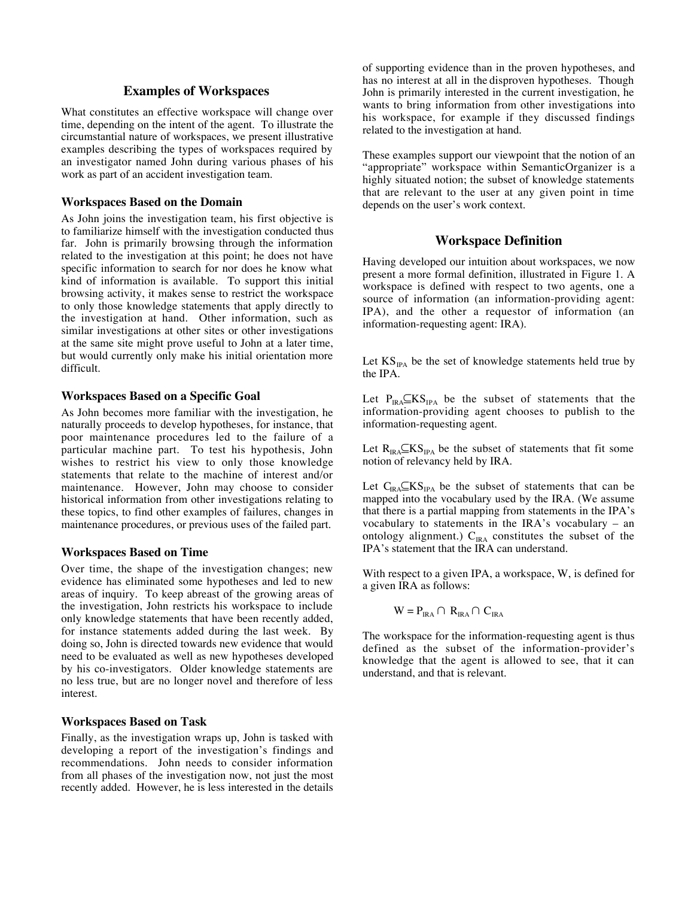## Examples of Workspaces

What constitutes an effective workspace will change over time, depending on the intent of the agent. To illustrate the circumstantial nature of workspaces, we present illustrative examples describing the types of workspaces required by an investigator named John during various phases of his work as part of an accident investigation team.

### Workspaces Based on the Domain

As John joins the investigation team, his first objective is to familiarize himself with the investigation conducted thus far. John is primarily browsing through the information related to the investigation at this point; he does not have specific information to search for nor does he know what kind of information is available. To support this initial browsing activity, it makes sense to restrict the workspace to only those knowledge statements that apply directly to the investigation at hand. Other information, such as similar investigations at other sites or other investigations at the same site might prove useful to John at a later time, but would currently only make his initial orientation more difficult.

### Workspaces Based on a Specific Goal

As John becomes more familiar with the investigation, he naturally proceeds to develop hypotheses, for instance, that poor maintenance procedures led to the failure of a particular machine part. To test his hypothesis, John wishes to restrict his view to only those knowledge statements that relate to the machine of interest and/or maintenance. However, John may choose to consider historical information from other investigations relating to these topics, to find other examples of failures, changes in maintenance procedures, or previous uses of the failed part.

### Workspaces Based on Time

Over time, the shape of the investigation changes; new evidence has eliminated some hypotheses and led to new areas of inquiry. To keep abreast of the growing areas of the investigation, John restricts his workspace to include only knowledge statements that have been recently added, for instance statements added during the last week. By doing so, John is directed towards new evidence that would need to be evaluated as well as new hypotheses developed by his co-investigators. Older knowledge statements are no less true, but are no longer novel and therefore of less interest.

### Workspaces Based on Task

Finally, as the investigation wraps up, John is tasked with developing a report of the investigation's findings and recommendations. John needs to consider information from all phases of the investigation now, not just the most recently added. However, he is less interested in the details of supporting evidence than in the proven hypotheses, and has no interest at all in the disproven hypotheses. Though John is primarily interested in the current investigation, he wants to bring information from other investigations into his workspace, for example if they discussed findings related to the investigation at hand.

These examples support our viewpoint that the notion of an "appropriate" workspace within SemanticOrganizer is a highly situated notion; the subset of knowledge statements that are relevant to the user at any given point in time depends on the user's work context.

## Workspace Definition

Having developed our intuition about workspaces, we now present a more formal definition, illustrated in Figure 1. A workspace is defined with respect to two agents, one a source of information (an information-providing agent: IPA), and the other a requestor of information (an information-requesting agent: IRA).

Let $KS_{IPA}$ be the set of knowledge statements held true by the IPA.

Let $P_{IRA} \subseteq KS_{IPA}$ be the subset of statements that the information-providing agent chooses to publish to the information-requesting agent.

Let $R_{IRA} \subseteq KS_{IPA}$ be the subset of statements that fit some notion of relevancy held by IRA.

Let $C_{IRA} \subseteq KS_{IPA}$ be the subset of statements that can be mapped into the vocabulary used by the IRA. (We assume that there is a partial mapping from statements in the IPA's vocabulary to statements in the IRA's vocabulary – an ontology alignment.) $C_{IRA}$ constitutes the subset of the IPA's statement that the IRA can understand.

With respect to a given IPA, a workspace, W, is defined for a given IRA as follows:

$$W = P_{IRA} \cap R_{IRA} \cap C_{IRA}$$

The workspace for the information-requesting agent is thus defined as the subset of the information-provider's knowledge that the agent is allowed to see, that it can understand, and that is relevant.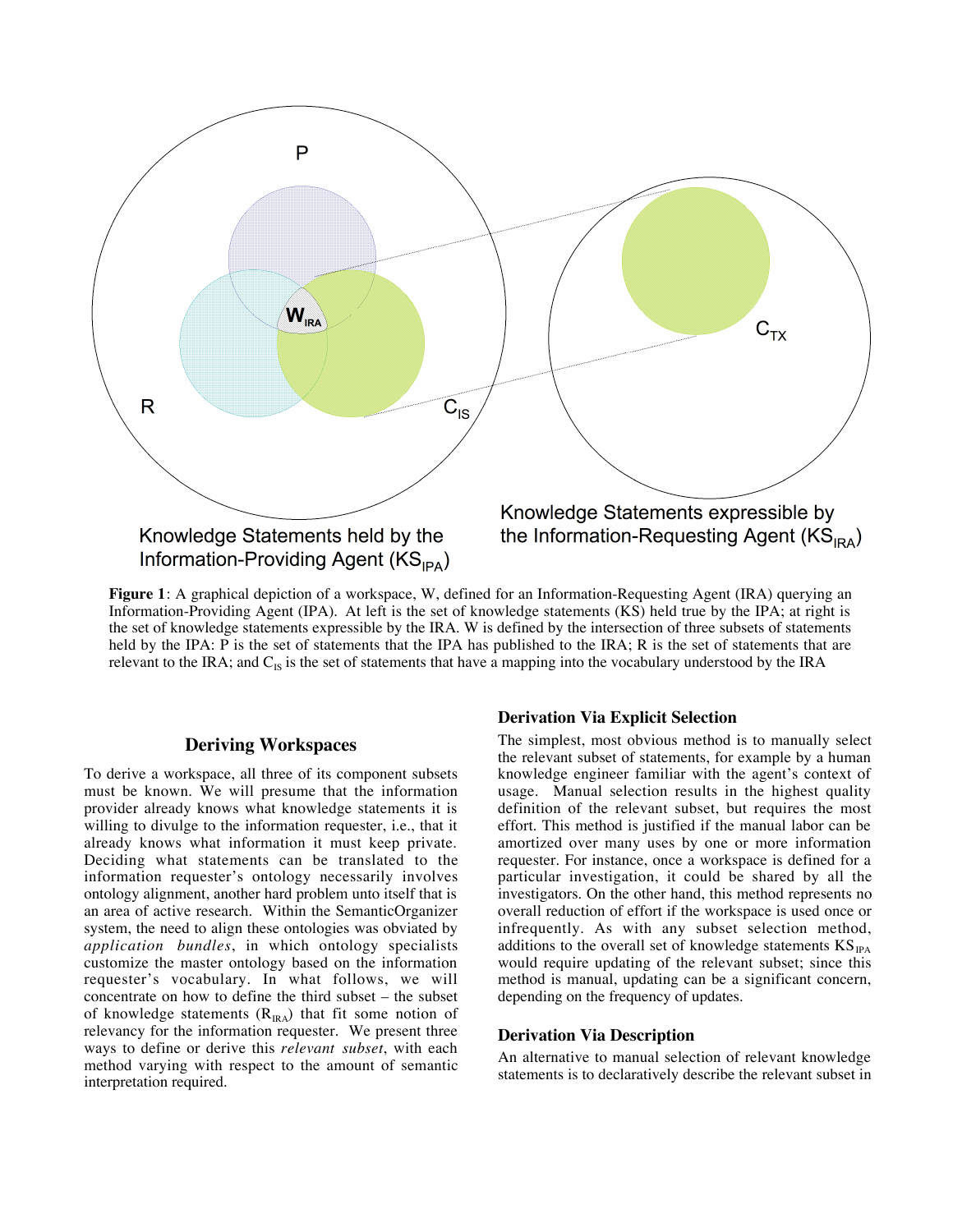**Figure 1**: A graphical depiction of a workspace, W, defined for an Information-Requesting Agent (IRA) querying an Information-Providing Agent (IPA). At left is the set of knowledge statements (KS) held true by the IPA; at right is the set of knowledge statements expressible by the IRA. W is defined by the intersection of three subsets of statements held by the IPA: P is the set of statements that the IPA has published to the IRA; R is the set of statements that are relevant to the IRA; and $C_{IS}$ is the set of statements that have a mapping into the vocabulary understood by the IRA

## Deriving Workspaces

To derive a workspace, all three of its component subsets must be known. We will presume that the information provider already knows what knowledge statements it is willing to divulge to the information requester, i.e., that it already knows what information it must keep private. Deciding what statements can be translated to the information requester's ontology necessarily involves ontology alignment, another hard problem unto itself that is an area of active research. Within the SemanticOrganizer system, the need to align these ontologies was obviated by *application bundles*, in which ontology specialists customize the master ontology based on the information requester's vocabulary. In what follows, we will concentrate on how to define the third subset – the subset of knowledge statements ($R_{IRA}$) that fit some notion of relevancy for the information requester. We present three ways to define or derive this *relevant subset*, with each method varying with respect to the amount of semantic interpretation required.

### Derivation Via Explicit Selection

The simplest, most obvious method is to manually select the relevant subset of statements, for example by a human knowledge engineer familiar with the agent's context of usage. Manual selection results in the highest quality definition of the relevant subset, but requires the most effort. This method is justified if the manual labor can be amortized over many uses by one or more information requester. For instance, once a workspace is defined for a particular investigation, it could be shared by all the investigators. On the other hand, this method represents no overall reduction of effort if the workspace is used once or infrequently. As with any subset selection method, additions to the overall set of knowledge statements $KS_{IPA}$ would require updating of the relevant subset; since this method is manual, updating can be a significant concern, depending on the frequency of updates.

### Derivation Via Description

An alternative to manual selection of relevant knowledge statements is to declaratively describe the relevant subset in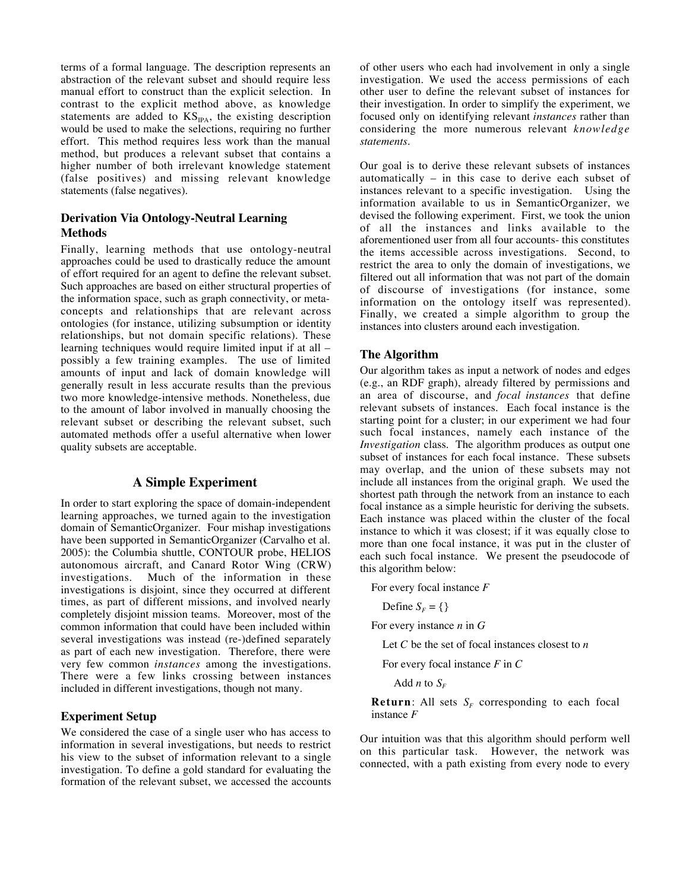terms of a formal language. The description represents an abstraction of the relevant subset and should require less manual effort to construct than the explicit selection. In contrast to the explicit method above, as knowledge statements are added to $KS_{IPA}$, the existing description would be used to make the selections, requiring no further effort. This method requires less work than the manual method, but produces a relevant subset that contains a higher number of both irrelevant knowledge statement (false positives) and missing relevant knowledge statements (false negatives).

### Derivation Via Ontology-Neutral Learning Methods

Finally, learning methods that use ontology-neutral approaches could be used to drastically reduce the amount of effort required for an agent to define the relevant subset. Such approaches are based on either structural properties of the information space, such as graph connectivity, or meta-concepts and relationships that are relevant across ontologies (for instance, utilizing subsumption or identity relationships, but not domain specific relations). These learning techniques would require limited input if at all – possibly a few training examples. The use of limited amounts of input and lack of domain knowledge will generally result in less accurate results than the previous two more knowledge-intensive methods. Nonetheless, due to the amount of labor involved in manually choosing the relevant subset or describing the relevant subset, such automated methods offer a useful alternative when lower quality subsets are acceptable.

## A Simple Experiment

In order to start exploring the space of domain-independent learning approaches, we turned again to the investigation domain of SemanticOrganizer. Four mishap investigations have been supported in SemanticOrganizer (Carvalho et al. 2005): the Columbia shuttle, CONTOUR probe, HELIOS autonomous aircraft, and Canard Rotor Wing (CRW) investigations. Much of the information in these investigations is disjoint, since they occurred at different times, as part of different missions, and involved nearly completely disjoint mission teams. Moreover, most of the common information that could have been included within several investigations was instead (re-)defined separately as part of each new investigation. Therefore, there were very few common *instances* among the investigations. There were a few links crossing between instances included in different investigations, though not many.

### Experiment Setup

We considered the case of a single user who has access to information in several investigations, but needs to restrict his view to the subset of information relevant to a single investigation. To define a gold standard for evaluating the formation of the relevant subset, we accessed the accounts of other users who each had involvement in only a single investigation. We used the access permissions of each other user to define the relevant subset of instances for their investigation. In order to simplify the experiment, we focused only on identifying relevant *instances* rather than considering the more numerous relevant *knowledge statements*.

Our goal is to derive these relevant subsets of instances automatically – in this case to derive each subset of instances relevant to a specific investigation. Using the information available to us in SemanticOrganizer, we devised the following experiment. First, we took the union of all the instances and links available to the aforementioned user from all four accounts- this constitutes the items accessible across investigations. Second, to restrict the area to only the domain of investigations, we filtered out all information that was not part of the domain of discourse of investigations (for instance, some information on the ontology itself was represented). Finally, we created a simple algorithm to group the instances into clusters around each investigation.

### The Algorithm

Our algorithm takes as input a network of nodes and edges (e.g., an RDF graph), already filtered by permissions and an area of discourse, and *focal instances* that define relevant subsets of instances. Each focal instance is the starting point for a cluster; in our experiment we had four such focal instances, namely each instance of the *Investigation* class. The algorithm produces as output one subset of instances for each focal instance. These subsets may overlap, and the union of these subsets may not include all instances from the original graph. We used the shortest path through the network from an instance to each focal instance as a simple heuristic for deriving the subsets. Each instance was placed within the cluster of the focal instance to which it was closest; if it was equally close to more than one focal instance, it was put in the cluster of each such focal instance. We present the pseudocode of this algorithm below:

For every focal instance $F$

  Define $S_F = \{\}$

For every instance $n$ in $G$

  Let $C$ be the set of focal instances closest to $n$

  For every focal instance $F$ in $C$

    Add $n$ to $S_F$

**Return**: All sets $S_F$ corresponding to each focal instance $F$

Our intuition was that this algorithm should perform well on this particular task. However, the network was connected, with a path existing from every node to every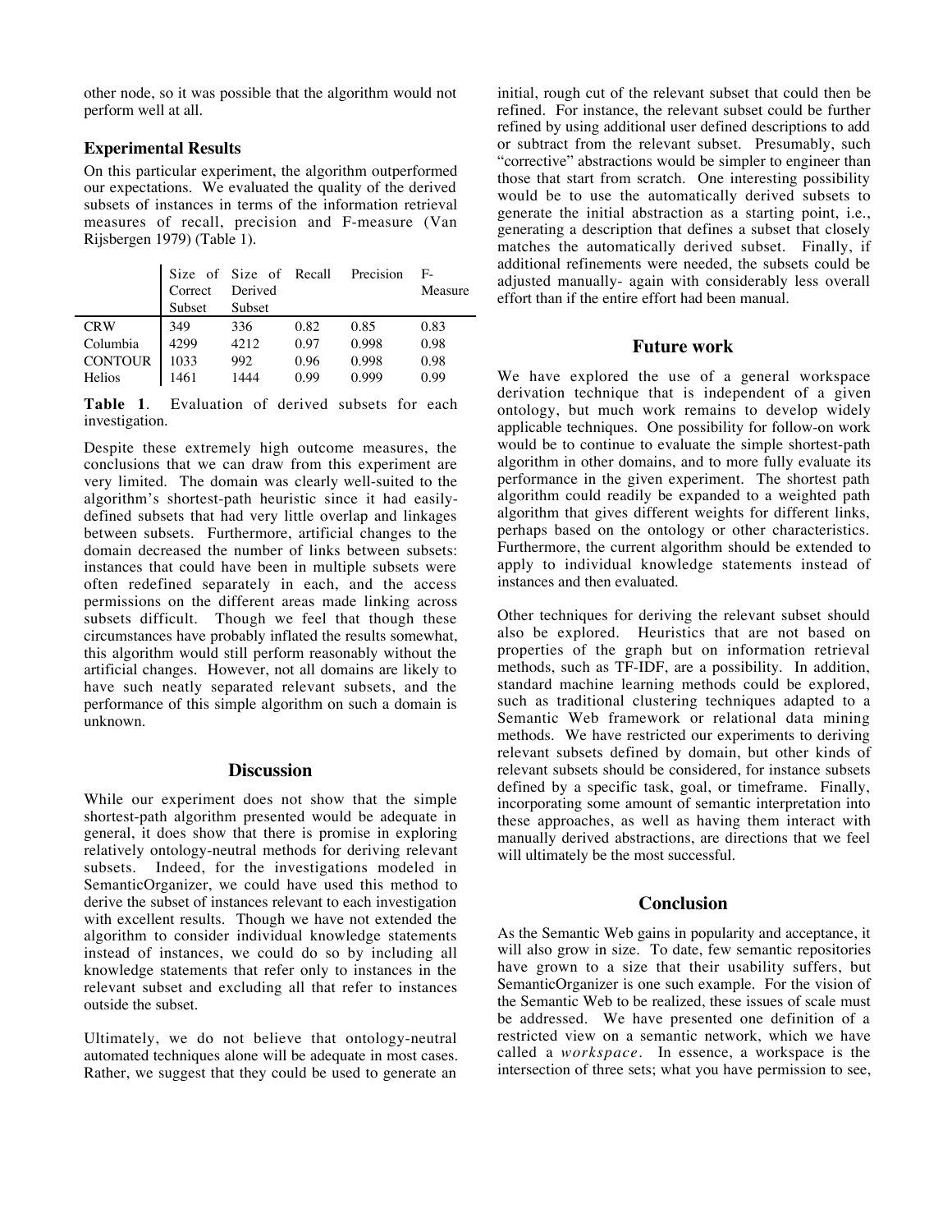other node, so it was possible that the algorithm would not perform well at all.

### Experimental Results

On this particular experiment, the algorithm outperformed our expectations. We evaluated the quality of the derived subsets of instances in terms of the information retrieval measures of recall, precision and F-measure (Van Rijsbergen 1979) (Table 1).

| | Size of Correct Subset | Size of Derived Subset | Recall | Precision | F-Measure |
|---|---|---|---|---|---|
| CRW | 349 | 336 | 0.82 | 0.85 | 0.83 |
| Columbia | 4299 | 4212 | 0.97 | 0.998 | 0.98 |
| CONTOUR | 1033 | 992 | 0.96 | 0.998 | 0.98 |
| Helios | 1461 | 1444 | 0.99 | 0.999 | 0.99 |

**Table 1**. Evaluation of derived subsets for each investigation.

Despite these extremely high outcome measures, the conclusions that we can draw from this experiment are very limited. The domain was clearly well-suited to the algorithm's shortest-path heuristic since it had easily-defined subsets that had very little overlap and linkages between subsets. Furthermore, artificial changes to the domain decreased the number of links between subsets: instances that could have been in multiple subsets were often redefined separately in each, and the access permissions on the different areas made linking across subsets difficult. Though we feel that though these circumstances have probably inflated the results somewhat, this algorithm would still perform reasonably without the artificial changes. However, not all domains are likely to have such neatly separated relevant subsets, and the performance of this simple algorithm on such a domain is unknown.

## Discussion

While our experiment does not show that the simple shortest-path algorithm presented would be adequate in general, it does show that there is promise in exploring relatively ontology-neutral methods for deriving relevant subsets. Indeed, for the investigations modeled in SemanticOrganizer, we could have used this method to derive the subset of instances relevant to each investigation with excellent results. Though we have not extended the algorithm to consider individual knowledge statements instead of instances, we could do so by including all knowledge statements that refer only to instances in the relevant subset and excluding all that refer to instances outside the subset.

Ultimately, we do not believe that ontology-neutral automated techniques alone will be adequate in most cases. Rather, we suggest that they could be used to generate an initial, rough cut of the relevant subset that could then be refined. For instance, the relevant subset could be further refined by using additional user defined descriptions to add or subtract from the relevant subset. Presumably, such "corrective" abstractions would be simpler to engineer than those that start from scratch. One interesting possibility would be to use the automatically derived subsets to generate the initial abstraction as a starting point, i.e., generating a description that defines a subset that closely matches the automatically derived subset. Finally, if additional refinements were needed, the subsets could be adjusted manually- again with considerably less overall effort than if the entire effort had been manual.

## Future work

We have explored the use of a general workspace derivation technique that is independent of a given ontology, but much work remains to develop widely applicable techniques. One possibility for follow-on work would be to continue to evaluate the simple shortest-path algorithm in other domains, and to more fully evaluate its performance in the given experiment. The shortest path algorithm could readily be expanded to a weighted path algorithm that gives different weights for different links, perhaps based on the ontology or other characteristics. Furthermore, the current algorithm should be extended to apply to individual knowledge statements instead of instances and then evaluated.

Other techniques for deriving the relevant subset should also be explored. Heuristics that are not based on properties of the graph but on information retrieval methods, such as TF-IDF, are a possibility. In addition, standard machine learning methods could be explored, such as traditional clustering techniques adapted to a Semantic Web framework or relational data mining methods. We have restricted our experiments to deriving relevant subsets defined by domain, but other kinds of relevant subsets should be considered, for instance subsets defined by a specific task, goal, or timeframe. Finally, incorporating some amount of semantic interpretation into these approaches, as well as having them interact with manually derived abstractions, are directions that we feel will ultimately be the most successful.

## Conclusion

As the Semantic Web gains in popularity and acceptance, it will also grow in size. To date, few semantic repositories have grown to a size that their usability suffers, but SemanticOrganizer is one such example. For the vision of the Semantic Web to be realized, these issues of scale must be addressed. We have presented one definition of a restricted view on a semantic network, which we have called a *workspace*. In essence, a workspace is the intersection of three sets; what you have permission to see,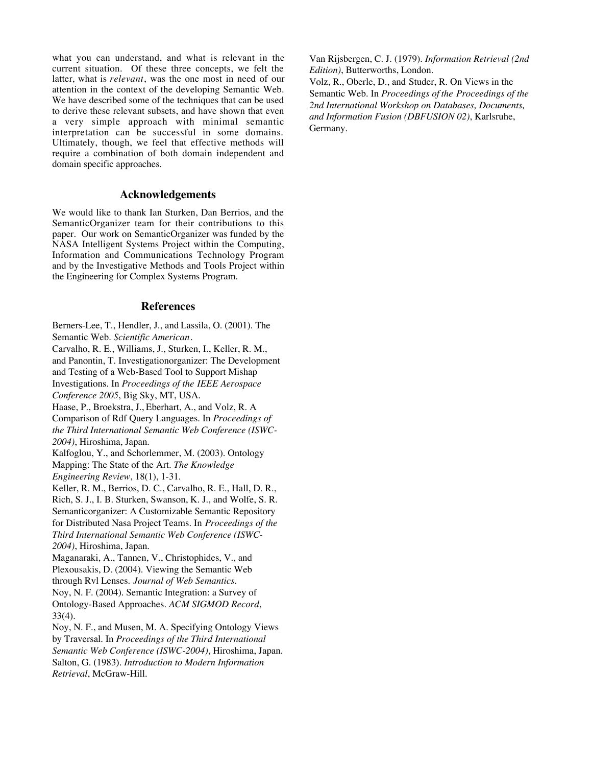what you can understand, and what is relevant in the current situation. Of these three concepts, we felt the latter, what is *relevant*, was the one most in need of our attention in the context of the developing Semantic Web. We have described some of the techniques that can be used to derive these relevant subsets, and have shown that even a very simple approach with minimal semantic interpretation can be successful in some domains. Ultimately, though, we feel that effective methods will require a combination of both domain independent and domain specific approaches.

## Acknowledgements

We would like to thank Ian Sturken, Dan Berrios, and the SemanticOrganizer team for their contributions to this paper. Our work on SemanticOrganizer was funded by the NASA Intelligent Systems Project within the Computing, Information and Communications Technology Program and by the Investigative Methods and Tools Project within the Engineering for Complex Systems Program.

## References

Berners-Lee, T., Hendler, J., and Lassila, O. (2001). The Semantic Web. *Scientific American*.

Carvalho, R. E., Williams, J., Sturken, I., Keller, R. M., and Panontin, T. Investigationorganizer: The Development and Testing of a Web-Based Tool to Support Mishap Investigations. In *Proceedings of the IEEE Aerospace Conference 2005*, Big Sky, MT, USA.

Haase, P., Broekstra, J., Eberhart, A., and Volz, R. A Comparison of Rdf Query Languages. In *Proceedings of the Third International Semantic Web Conference (ISWC-2004)*, Hiroshima, Japan.

Kalfoglou, Y., and Schorlemmer, M. (2003). Ontology Mapping: The State of the Art. *The Knowledge Engineering Review*, 18(1), 1-31.

Keller, R. M., Berrios, D. C., Carvalho, R. E., Hall, D. R., Rich, S. J., I. B. Sturken, Swanson, K. J., and Wolfe, S. R. Semanticorganizer: A Customizable Semantic Repository for Distributed Nasa Project Teams. In *Proceedings of the Third International Semantic Web Conference (ISWC-2004)*, Hiroshima, Japan.

Maganaraki, A., Tannen, V., Christophides, V., and Plexousakis, D. (2004). Viewing the Semantic Web through Rvl Lenses. *Journal of Web Semantics*.

Noy, N. F. (2004). Semantic Integration: a Survey of Ontology-Based Approaches. *ACM SIGMOD Record*, 33(4).

Noy, N. F., and Musen, M. A. Specifying Ontology Views by Traversal. In *Proceedings of the Third International Semantic Web Conference (ISWC-2004)*, Hiroshima, Japan.

Salton, G. (1983). *Introduction to Modern Information Retrieval*, McGraw-Hill.

Van Rijsbergen, C. J. (1979). *Information Retrieval (2nd Edition)*, Butterworths, London.

Volz, R., Oberle, D., and Studer, R. On Views in the Semantic Web. In *Proceedings of the Proceedings of the 2nd International Workshop on Databases, Documents, and Information Fusion (DBFUSION 02)*, Karlsruhe, Germany.